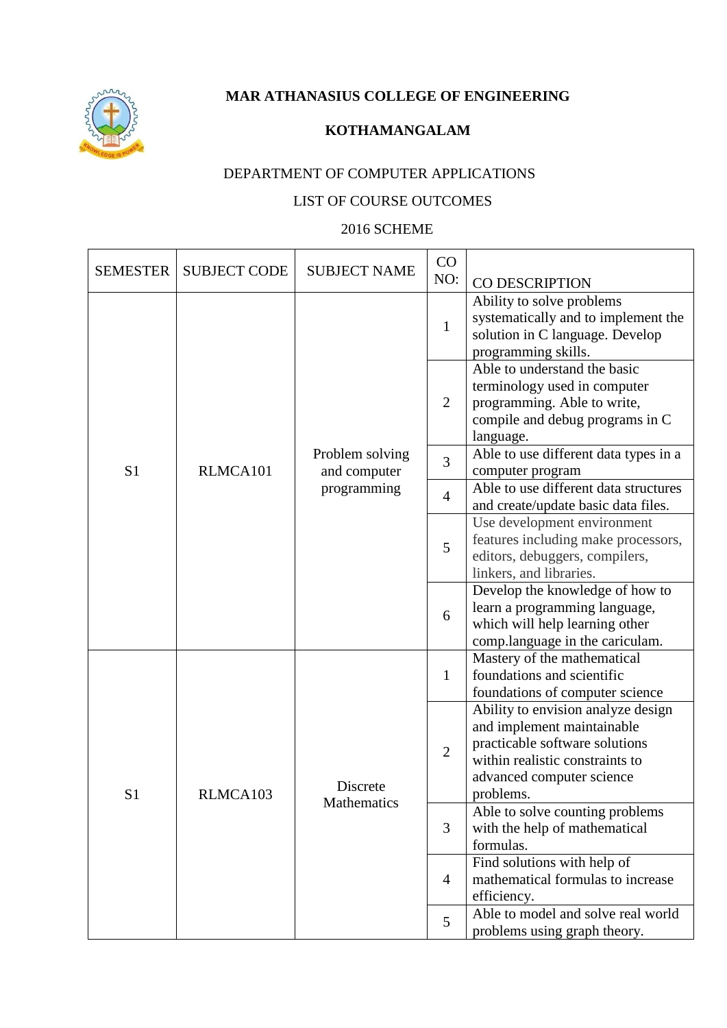**MAR ATHANASIUS COLLEGE OF ENGINEERING**

**KOTHAMANGALAM**

DEPARTMENT OF COMPUTER APPLICATIONS

LIST OF COURSE OUTCOMES

2016 SCHEME

| SEMESTER | SUBJECT CODE | SUBJECT NAME | CO NO: | CO DESCRIPTION |
|---|---|---|---|---|
| S1 | RLMCA101 | Problem solving and computer programming | 1 | Ability to solve problems systematically and to implement the solution in C language. Develop programming skills. |
| | | | 2 | Able to understand the basic terminology used in computer programming. Able to write, compile and debug programs in C language. |
| | | | 3 | Able to use different data types in a computer program |
| | | | 4 | Able to use different data structures and create/update basic data files. |
| | | | 5 | Use development environment features including make processors, editors, debuggers, compilers, linkers, and libraries. |
| | | | 6 | Develop the knowledge of how to learn a programming language, which will help learning other comp.language in the cariculam. |
| S1 | RLMCA103 | Discrete Mathematics | 1 | Mastery of the mathematical foundations and scientific foundations of computer science |
| | | | 2 | Ability to envision analyze design and implement maintainable practicable software solutions within realistic constraints to advanced computer science problems. |
| | | | 3 | Able to solve counting problems with the help of mathematical formulas. |
| | | | 4 | Find solutions with help of mathematical formulas to increase efficiency. |
| | | | 5 | Able to model and solve real world problems using graph theory. |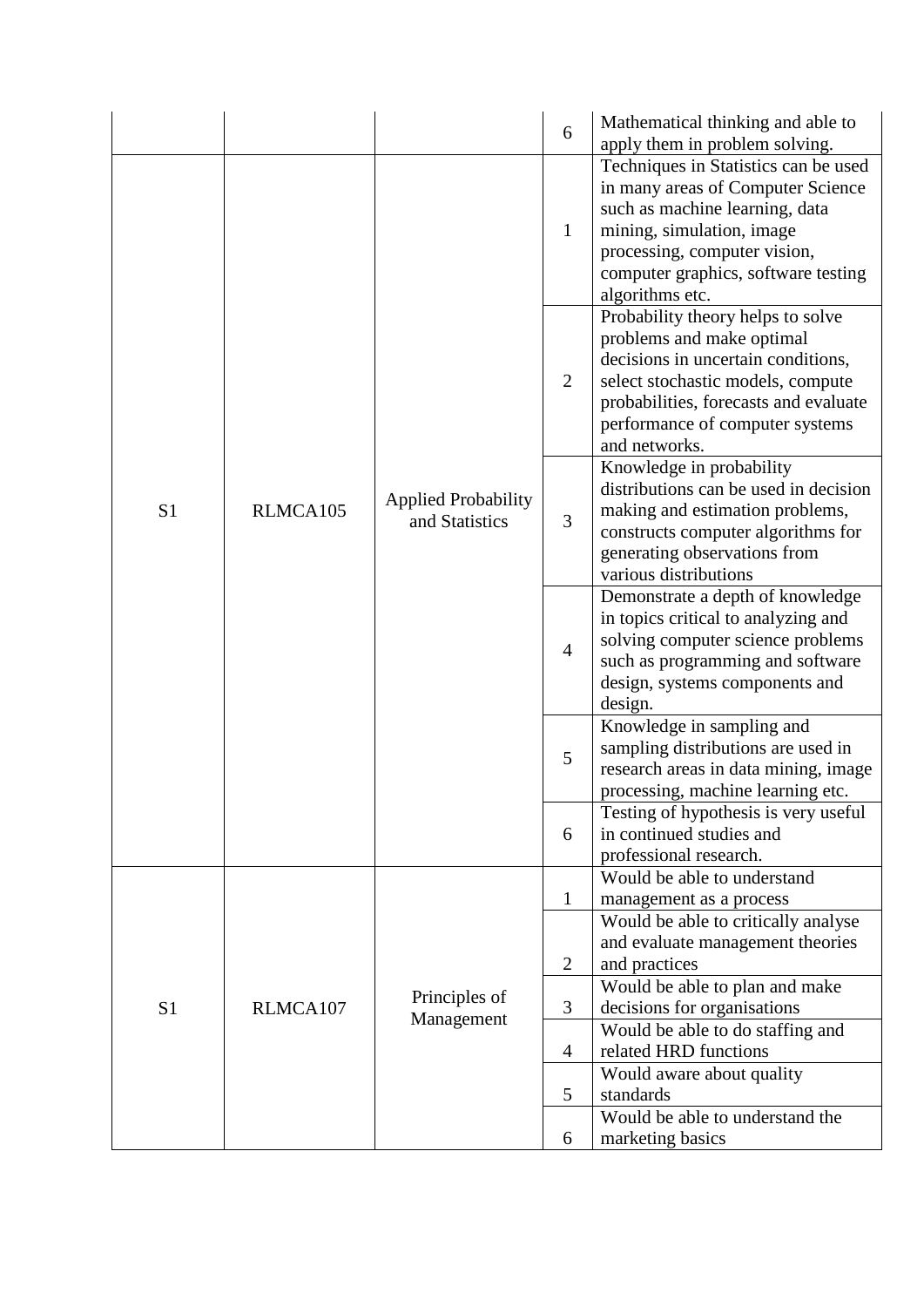| | | | 6 | Mathematical thinking and able to apply them in problem solving. |
|---|---|---|---|---|
| S1 | RLMCA105 | Applied Probability and Statistics | 1 | Techniques in Statistics can be used in many areas of Computer Science such as machine learning, data mining, simulation, image processing, computer vision, computer graphics, software testing algorithms etc. |
| | | | 2 | Probability theory helps to solve problems and make optimal decisions in uncertain conditions, select stochastic models, compute probabilities, forecasts and evaluate performance of computer systems and networks. |
| | | | 3 | Knowledge in probability distributions can be used in decision making and estimation problems, constructs computer algorithms for generating observations from various distributions |
| | | | 4 | Demonstrate a depth of knowledge in topics critical to analyzing and solving computer science problems such as programming and software design, systems components and design. |
| | | | 5 | Knowledge in sampling and sampling distributions are used in research areas in data mining, image processing, machine learning etc. |
| | | | 6 | Testing of hypothesis is very useful in continued studies and professional research. |
| S1 | RLMCA107 | Principles of Management | 1 | Would be able to understand management as a process |
| | | | 2 | Would be able to critically analyse and evaluate management theories and practices |
| | | | 3 | Would be able to plan and make decisions for organisations |
| | | | 4 | Would be able to do staffing and related HRD functions |
| | | | 5 | Would aware about quality standards |
| | | | 6 | Would be able to understand the marketing basics |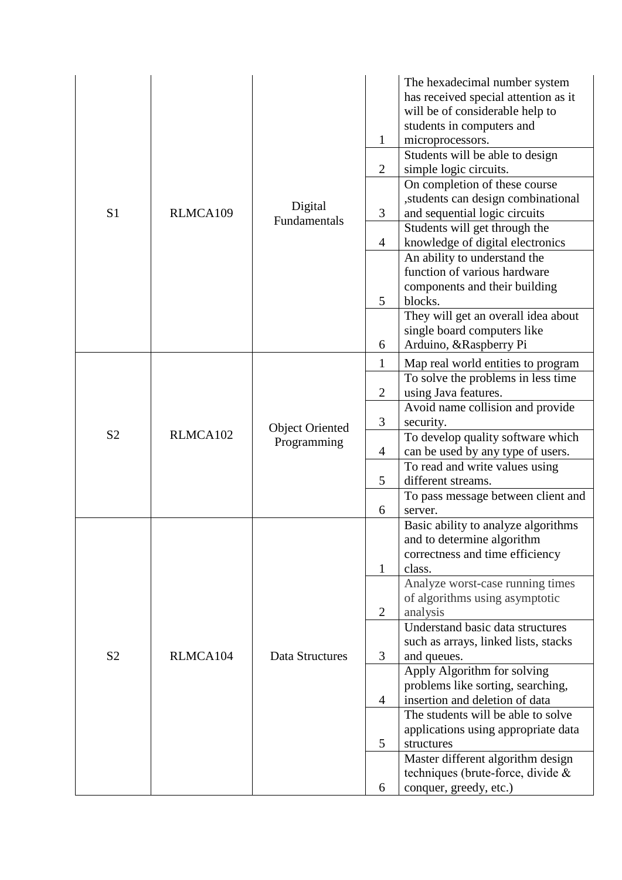| | | | | |
|---|---|---|---|---|
| S1 | RLMCA109 | Digital Fundamentals | 1 | The hexadecimal number system has received special attention as it will be of considerable help to students in computers and microprocessors. |
| | | | 2 | Students will be able to design simple logic circuits. |
| | | | 3 | On completion of these course ,students can design combinational and sequential logic circuits |
| | | | 4 | Students will get through the knowledge of digital electronics |
| | | | 5 | An ability to understand the function of various hardware components and their building blocks. |
| | | | 6 | They will get an overall idea about single board computers like Arduino, &Raspberry Pi |
| S2 | RLMCA102 | Object Oriented Programming | 1 | Map real world entities to program |
| | | | 2 | To solve the problems in less time using Java features. |
| | | | 3 | Avoid name collision and provide security. |
| | | | 4 | To develop quality software which can be used by any type of users. |
| | | | 5 | To read and write values using different streams. |
| | | | 6 | To pass message between client and server. |
| S2 | RLMCA104 | Data Structures | 1 | Basic ability to analyze algorithms and to determine algorithm correctness and time efficiency class. |
| | | | 2 | Analyze worst-case running times of algorithms using asymptotic analysis |
| | | | 3 | Understand basic data structures such as arrays, linked lists, stacks and queues. |
| | | | 4 | Apply Algorithm for solving problems like sorting, searching, insertion and deletion of data |
| | | | 5 | The students will be able to solve applications using appropriate data structures |
| | | | 6 | Master different algorithm design techniques (brute-force, divide & conquer, greedy, etc.) |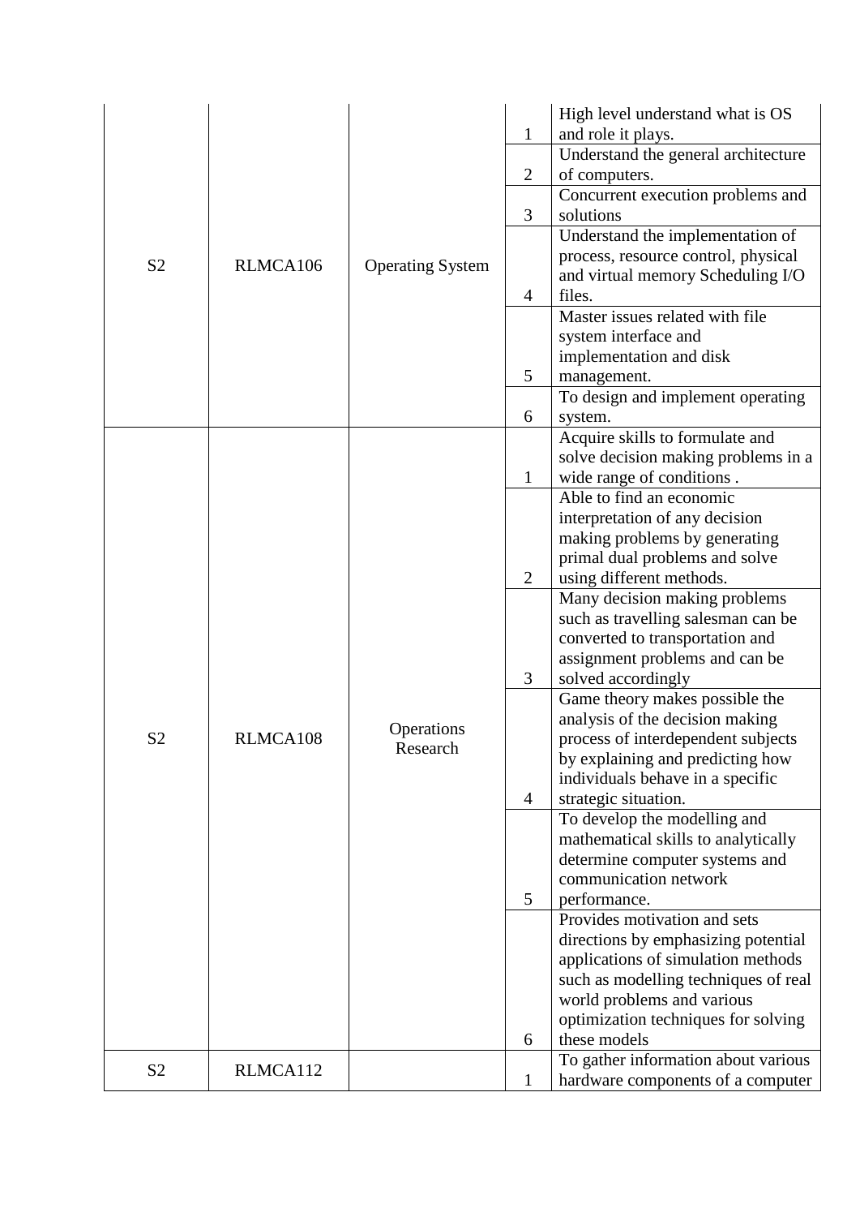| S2 | RLMCA106 | Operating System | 1 | High level understand what is OS and role it plays. |
|---|---|---|---|---|
| | | | 2 | Understand the general architecture of computers. |
| | | | 3 | Concurrent execution problems and solutions |
| | | | 4 | Understand the implementation of process, resource control, physical and virtual memory Scheduling I/O files. |
| | | | 5 | Master issues related with file system interface and implementation and disk management. |
| | | | 6 | To design and implement operating system. |
| S2 | RLMCA108 | Operations Research | 1 | Acquire skills to formulate and solve decision making problems in a wide range of conditions . |
| | | | 2 | Able to find an economic interpretation of any decision making problems by generating primal dual problems and solve using different methods. |
| | | | 3 | Many decision making problems such as travelling salesman can be converted to transportation and assignment problems and can be solved accordingly |
| | | | 4 | Game theory makes possible the analysis of the decision making process of interdependent subjects by explaining and predicting how individuals behave in a specific strategic situation. |
| | | | 5 | To develop the modelling and mathematical skills to analytically determine computer systems and communication network performance. |
| | | | 6 | Provides motivation and sets directions by emphasizing potential applications of simulation methods such as modelling techniques of real world problems and various optimization techniques for solving these models |
| S2 | RLMCA112 | | 1 | To gather information about various hardware components of a computer |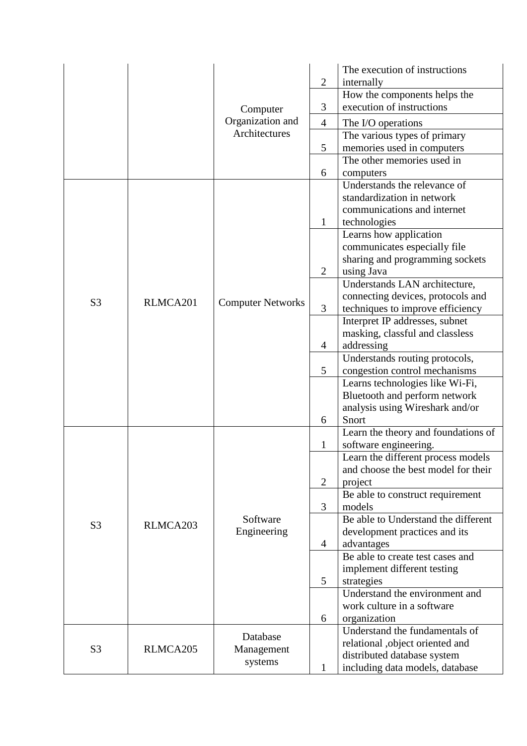| | | | | |
|---|---|---|---|---|
| | | Computer Organization and Architectures | 2 | The execution of instructions internally |
| | | | 3 | How the components helps the execution of instructions |
| | | | 4 | The I/O operations |
| | | | 5 | The various types of primary memories used in computers |
| | | | 6 | The other memories used in computers |
| S3 | RLMCA201 | Computer Networks | 1 | Understands the relevance of standardization in network communications and internet technologies |
| | | | 2 | Learns how application communicates especially file sharing and programming sockets using Java |
| | | | 3 | Understands LAN architecture, connecting devices, protocols and techniques to improve efficiency |
| | | | 4 | Interpret IP addresses, subnet masking, classful and classless addressing |
| | | | 5 | Understands routing protocols, congestion control mechanisms |
| | | | 6 | Learns technologies like Wi-Fi, Bluetooth and perform network analysis using Wireshark and/or Snort |
| S3 | RLMCA203 | Software Engineering | 1 | Learn the theory and foundations of software engineering. |
| | | | 2 | Learn the different process models and choose the best model for their project |
| | | | 3 | Be able to construct requirement models |
| | | | 4 | Be able to Understand the different development practices and its advantages |
| | | | 5 | Be able to create test cases and implement different testing strategies |
| | | | 6 | Understand the environment and work culture in a software organization |
| S3 | RLMCA205 | Database Management systems | 1 | Understand the fundamentals of relational ,object oriented and distributed database system including data models, database |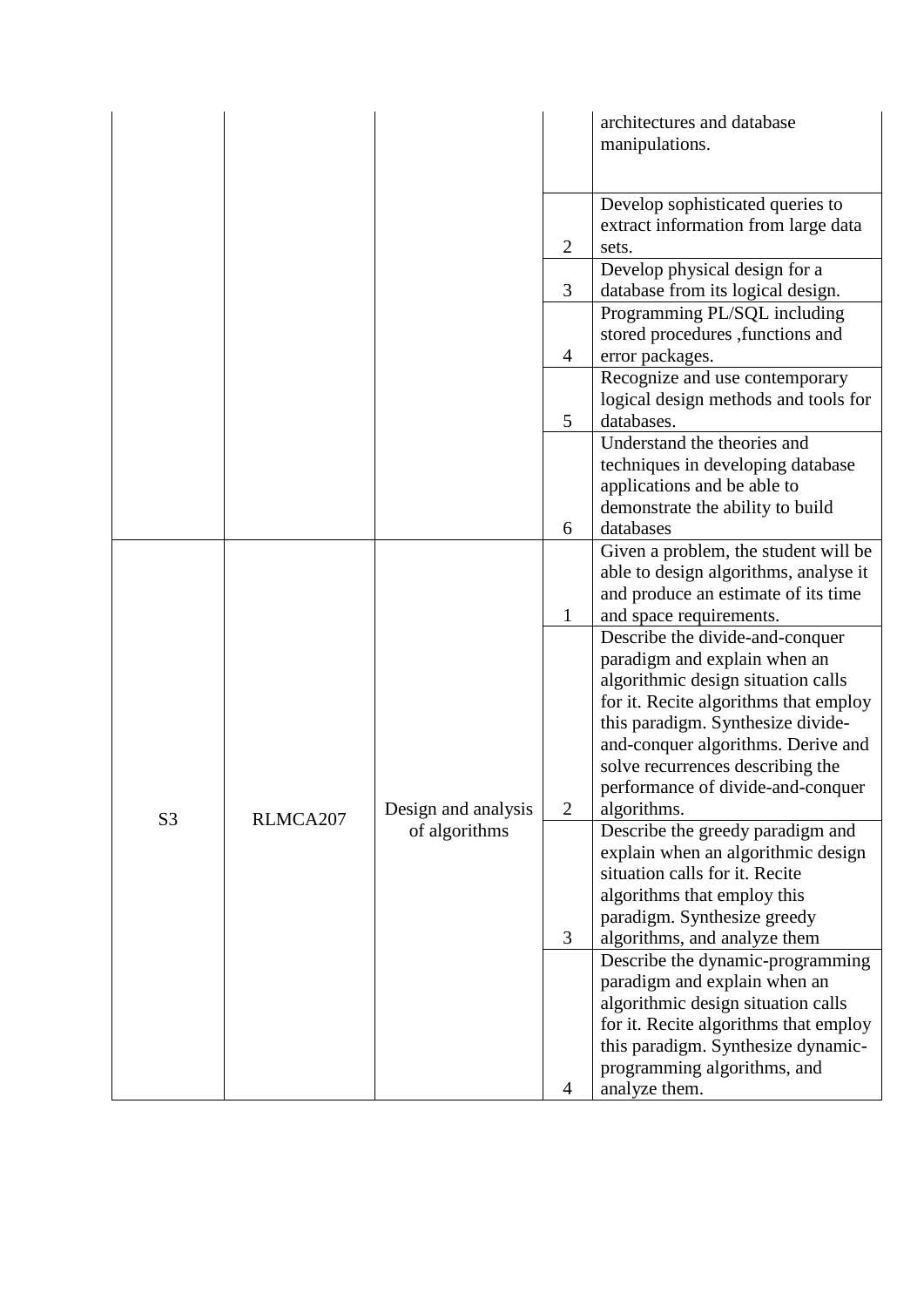| | | | | |
|---|---|---|---|---|
| | | | | architectures and database manipulations. |
| | | | 2 | Develop sophisticated queries to extract information from large data sets. |
| | | | 3 | Develop physical design for a database from its logical design. |
| | | | 4 | Programming PL/SQL including stored procedures ,functions and error packages. |
| | | | 5 | Recognize and use contemporary logical design methods and tools for databases. |
| | | | 6 | Understand the theories and techniques in developing database applications and be able to demonstrate the ability to build databases |
| S3 | RLMCA207 | Design and analysis of algorithms | 1 | Given a problem, the student will be able to design algorithms, analyse it and produce an estimate of its time and space requirements. |
| | | | 2 | Describe the divide-and-conquer paradigm and explain when an algorithmic design situation calls for it. Recite algorithms that employ this paradigm. Synthesize divide-and-conquer algorithms. Derive and solve recurrences describing the performance of divide-and-conquer algorithms. |
| | | | 3 | Describe the greedy paradigm and explain when an algorithmic design situation calls for it. Recite algorithms that employ this paradigm. Synthesize greedy algorithms, and analyze them |
| | | | 4 | Describe the dynamic-programming paradigm and explain when an algorithmic design situation calls for it. Recite algorithms that employ this paradigm. Synthesize dynamic-programming algorithms, and analyze them. |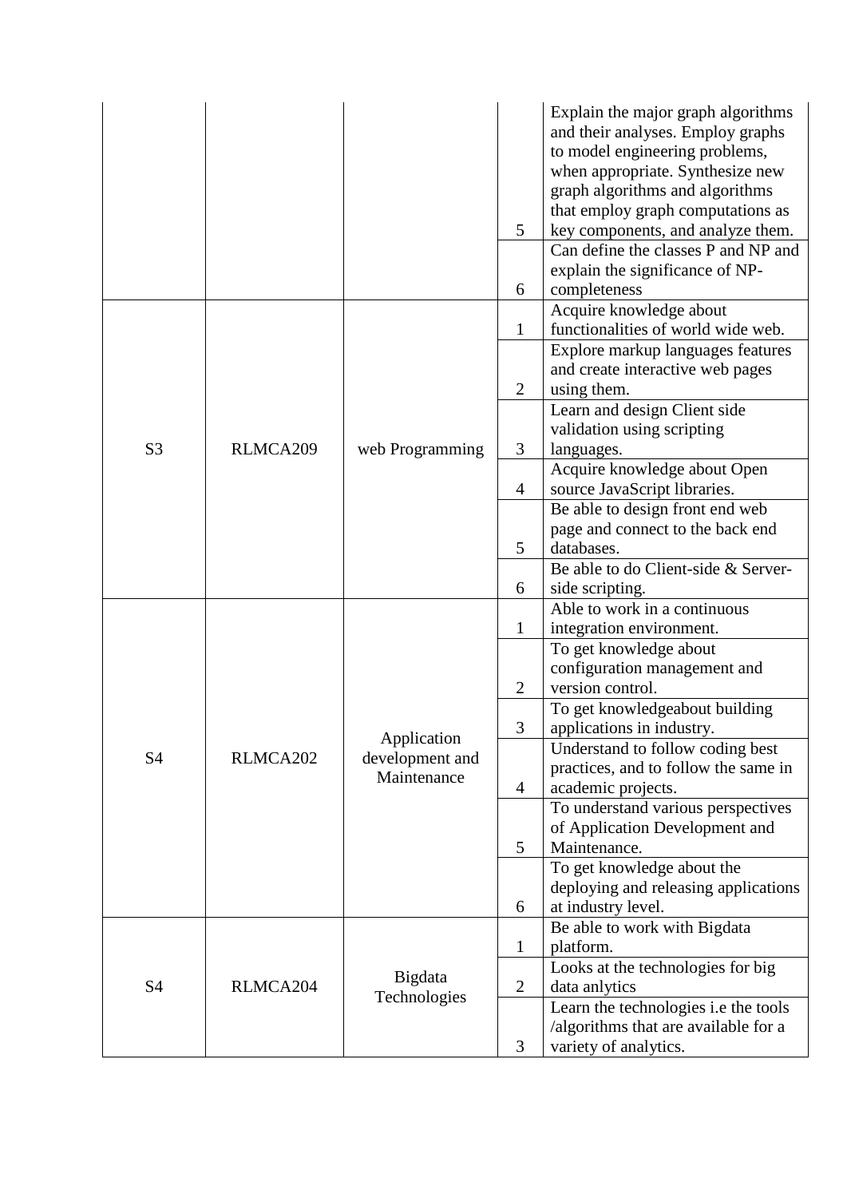| | | | | |
|---|---|---|---|---|
| | | | 5 | Explain the major graph algorithms and their analyses. Employ graphs to model engineering problems, when appropriate. Synthesize new graph algorithms and algorithms that employ graph computations as key components, and analyze them. |
| | | | 6 | Can define the classes P and NP and explain the significance of NP-completeness |
| S3 | RLMCA209 | web Programming | 1 | Acquire knowledge about functionalities of world wide web. |
| | | | 2 | Explore markup languages features and create interactive web pages using them. |
| | | | 3 | Learn and design Client side validation using scripting languages. |
| | | | 4 | Acquire knowledge about Open source JavaScript libraries. |
| | | | 5 | Be able to design front end web page and connect to the back end databases. |
| | | | 6 | Be able to do Client-side & Server-side scripting. |
| S4 | RLMCA202 | Application development and Maintenance | 1 | Able to work in a continuous integration environment. |
| | | | 2 | To get knowledge about configuration management and version control. |
| | | | 3 | To get knowledgeabout building applications in industry. |
| | | | 4 | Understand to follow coding best practices, and to follow the same in academic projects. |
| | | | 5 | To understand various perspectives of Application Development and Maintenance. |
| | | | 6 | To get knowledge about the deploying and releasing applications at industry level. |
| S4 | RLMCA204 | Bigdata Technologies | 1 | Be able to work with Bigdata platform. |
| | | | 2 | Looks at the technologies for big data anlytics |
| | | | 3 | Learn the technologies i.e the tools /algorithms that are available for a variety of analytics. |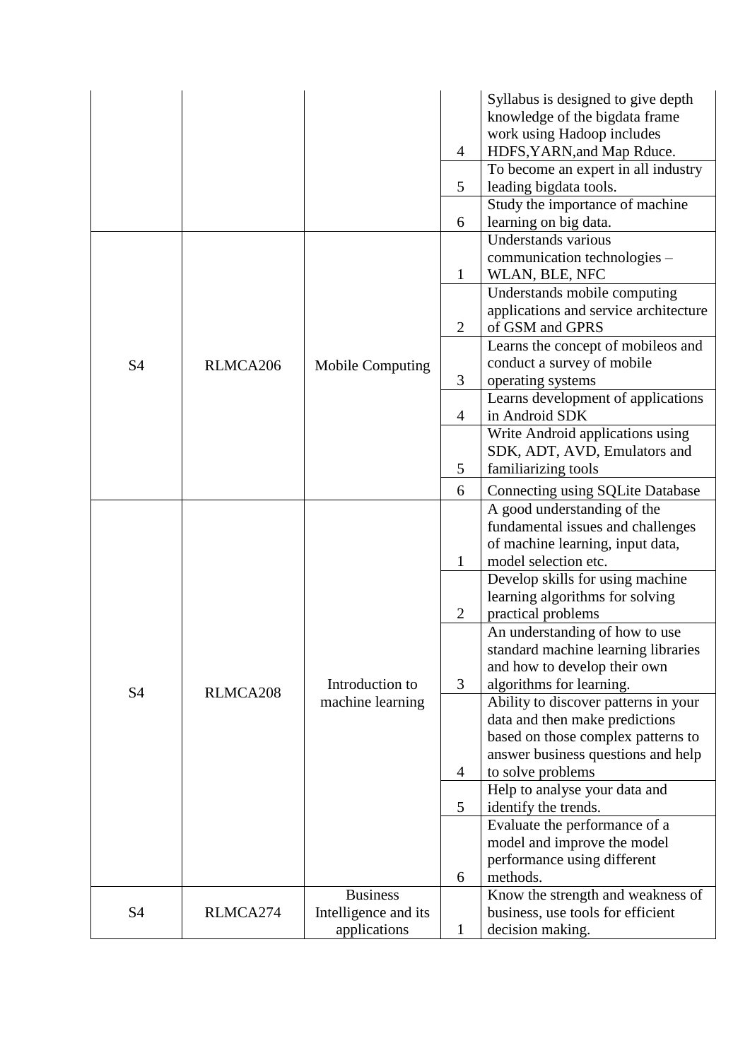| | | | | |
|---|---|---|---|---|
| | | | 4 | Syllabus is designed to give depth knowledge of the bigdata frame work using Hadoop includes HDFS,YARN,and Map Rduce. |
| | | | 5 | To become an expert in all industry leading bigdata tools. |
| | | | 6 | Study the importance of machine learning on big data. |
| S4 | RLMCA206 | Mobile Computing | 1 | Understands various communication technologies – WLAN, BLE, NFC |
| | | | 2 | Understands mobile computing applications and service architecture of GSM and GPRS |
| | | | 3 | Learns the concept of mobileos and conduct a survey of mobile operating systems |
| | | | 4 | Learns development of applications in Android SDK |
| | | | 5 | Write Android applications using SDK, ADT, AVD, Emulators and familiarizing tools |
| | | | 6 | Connecting using SQLite Database |
| S4 | RLMCA208 | Introduction to machine learning | 1 | A good understanding of the fundamental issues and challenges of machine learning, input data, model selection etc. |
| | | | 2 | Develop skills for using machine learning algorithms for solving practical problems |
| | | | 3 | An understanding of how to use standard machine learning libraries and how to develop their own algorithms for learning. |
| | | | 4 | Ability to discover patterns in your data and then make predictions based on those complex patterns to answer business questions and help to solve problems |
| | | | 5 | Help to analyse your data and identify the trends. |
| | | | 6 | Evaluate the performance of a model and improve the model performance using different methods. |
| S4 | RLMCA274 | Business Intelligence and its applications | 1 | Know the strength and weakness of business, use tools for efficient decision making. |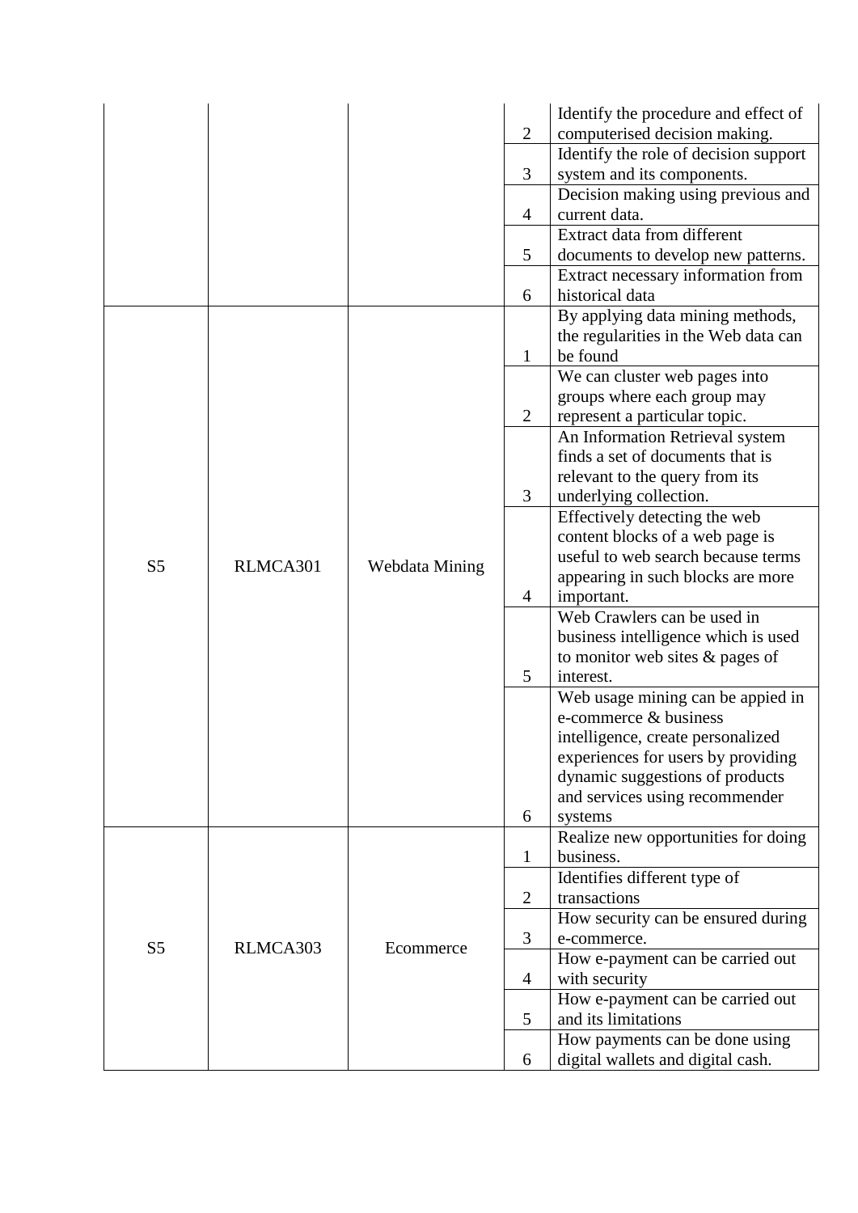| | | | | |
|---|---|---|---|---|
| | | | 2 | Identify the procedure and effect of computerised decision making. |
| | | | 3 | Identify the role of decision support system and its components. |
| | | | 4 | Decision making using previous and current data. |
| | | | 5 | Extract data from different documents to develop new patterns. |
| | | | 6 | Extract necessary information from historical data |
| S5 | RLMCA301 | Webdata Mining | 1 | By applying data mining methods, the regularities in the Web data can be found |
| | | | 2 | We can cluster web pages into groups where each group may represent a particular topic. |
| | | | 3 | An Information Retrieval system finds a set of documents that is relevant to the query from its underlying collection. |
| | | | 4 | Effectively detecting the web content blocks of a web page is useful to web search because terms appearing in such blocks are more important. |
| | | | 5 | Web Crawlers can be used in business intelligence which is used to monitor web sites & pages of interest. |
| | | | 6 | Web usage mining can be appied in e-commerce & business intelligence, create personalized experiences for users by providing dynamic suggestions of products and services using recommender systems |
| S5 | RLMCA303 | Ecommerce | 1 | Realize new opportunities for doing business. |
| | | | 2 | Identifies different type of transactions |
| | | | 3 | How security can be ensured during e-commerce. |
| | | | 4 | How e-payment can be carried out with security |
| | | | 5 | How e-payment can be carried out and its limitations |
| | | | 6 | How payments can be done using digital wallets and digital cash. |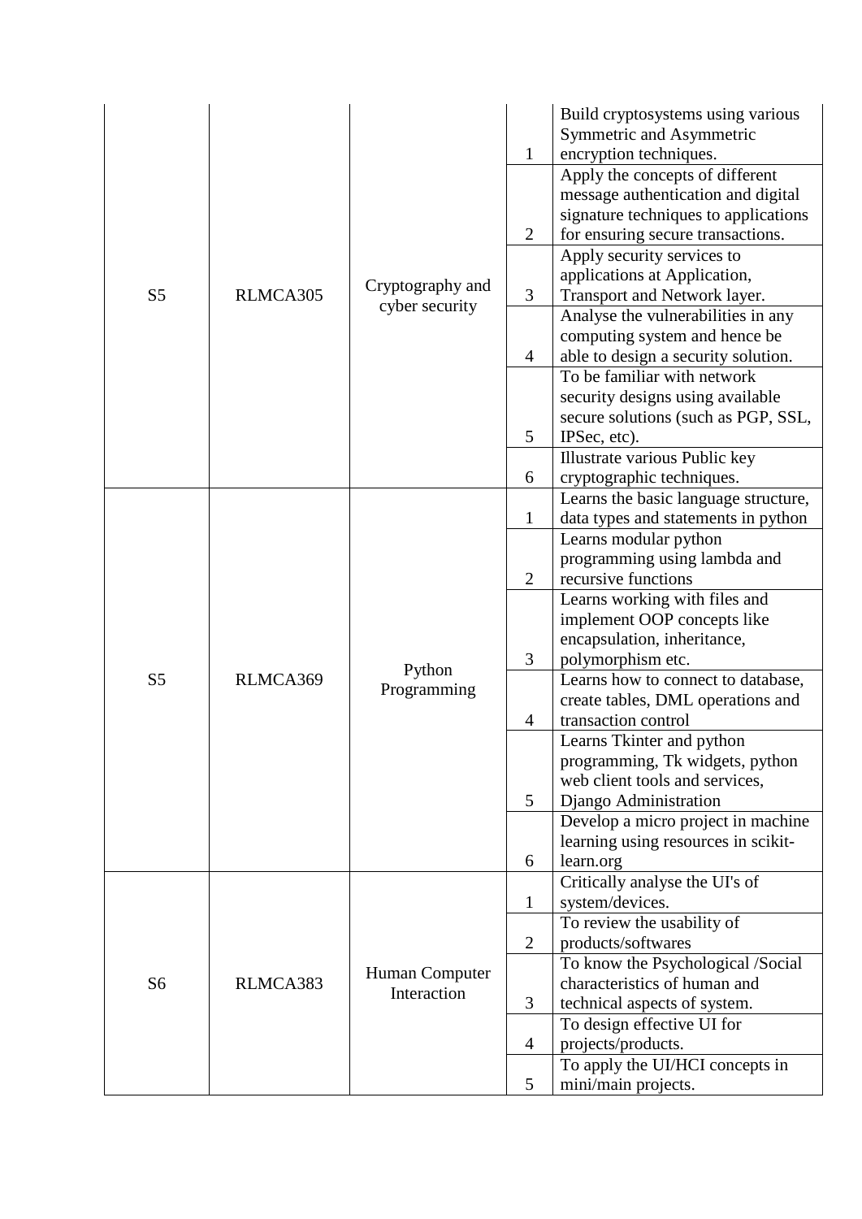| | | | | |
|---|---|---|---|---|
| S5 | RLMCA305 | Cryptography and cyber security | 1 | Build cryptosystems using various Symmetric and Asymmetric encryption techniques. |
| | | | 2 | Apply the concepts of different message authentication and digital signature techniques to applications for ensuring secure transactions. |
| | | | 3 | Apply security services to applications at Application, Transport and Network layer. |
| | | | 4 | Analyse the vulnerabilities in any computing system and hence be able to design a security solution. |
| | | | 5 | To be familiar with network security designs using available secure solutions (such as PGP, SSL, IPSec, etc). |
| | | | 6 | Illustrate various Public key cryptographic techniques. |
| S5 | RLMCA369 | Python Programming | 1 | Learns the basic language structure, data types and statements in python |
| | | | 2 | Learns modular python programming using lambda and recursive functions |
| | | | 3 | Learns working with files and implement OOP concepts like encapsulation, inheritance, polymorphism etc. |
| | | | 4 | Learns how to connect to database, create tables, DML operations and transaction control |
| | | | 5 | Learns Tkinter and python programming, Tk widgets, python web client tools and services, Django Administration |
| | | | 6 | Develop a micro project in machine learning using resources in scikit-learn.org |
| S6 | RLMCA383 | Human Computer Interaction | 1 | Critically analyse the UI's of system/devices. |
| | | | 2 | To review the usability of products/softwares |
| | | | 3 | To know the Psychological /Social characteristics of human and technical aspects of system. |
| | | | 4 | To design effective UI for projects/products. |
| | | | 5 | To apply the UI/HCI concepts in mini/main projects. |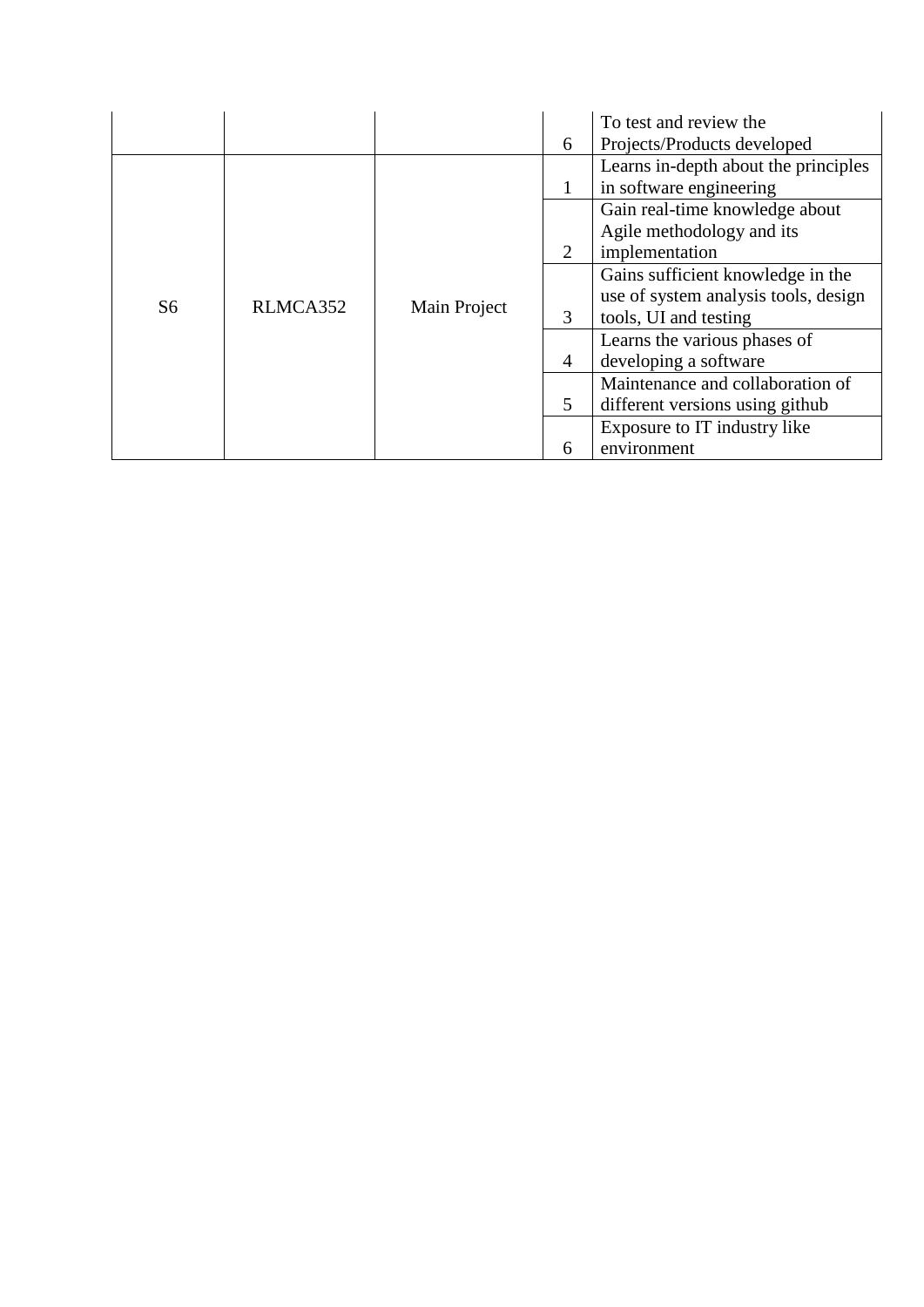| | | | | |
|---|---|---|---|---|
| | | | 6 | To test and review the Projects/Products developed |
| S6 | RLMCA352 | Main Project | 1 | Learns in-depth about the principles in software engineering |
| | | | 2 | Gain real-time knowledge about Agile methodology and its implementation |
| | | | 3 | Gains sufficient knowledge in the use of system analysis tools, design tools, UI and testing |
| | | | 4 | Learns the various phases of developing a software |
| | | | 5 | Maintenance and collaboration of different versions using github |
| | | | 6 | Exposure to IT industry like environment |